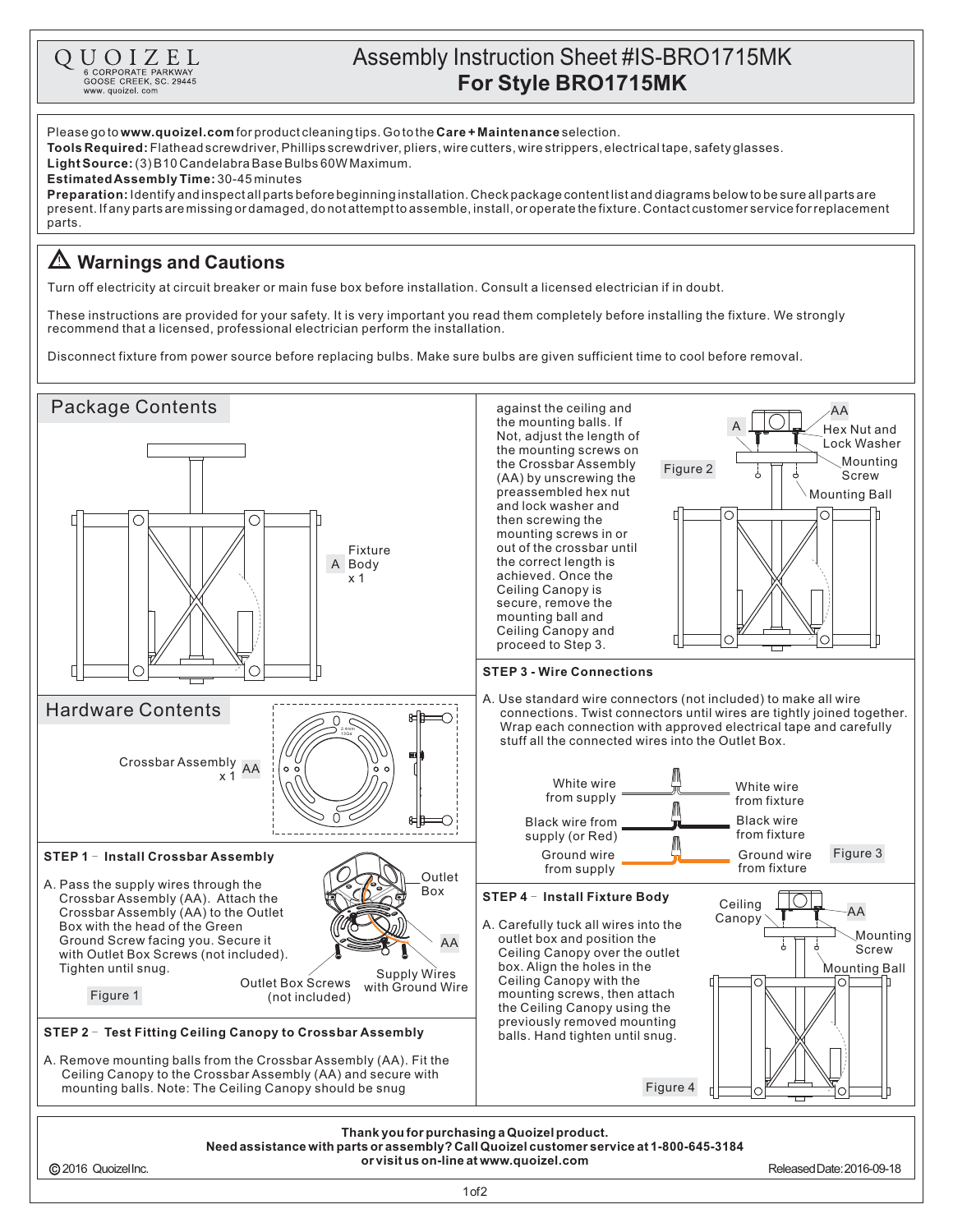QUOIZEL
6 CORPORATE PARKWAY
GOOSE CREEK, SC. 29445
www. quoizel. com

# Assembly Instruction Sheet #IS-BRO1715MK
# For Style BRO1715MK

Please go to **www.quoizel.com** for product cleaning tips. Go to the **Care + Maintenance** selection.
**Tools Required:** Flathead screwdriver, Phillips screwdriver, pliers, wire cutters, wire strippers, electrical tape, safety glasses.
**Light Source:** (3) B10 Candelabra Base Bulbs 60W Maximum.
**Estimated Assembly Time:** 30-45 minutes
**Preparation:** Identify and inspect all parts before beginning installation. Check package content list and diagrams below to be sure all parts are present. If any parts are missing or damaged, do not attempt to assemble, install, or operate the fixture. Contact customer service for replacement parts.

## ⚠ Warnings and Cautions

Turn off electricity at circuit breaker or main fuse box before installation. Consult a licensed electrician if in doubt.

These instructions are provided for your safety. It is very important you read them completely before installing the fixture. We strongly recommend that a licensed, professional electrician perform the installation.

Disconnect fixture from power source before replacing bulbs. Make sure bulbs are given sufficient time to cool before removal.

## Package Contents

A Fixture Body x 1

## Hardware Contents

Crossbar Assembly x 1 AA

### STEP 1 – Install Crossbar Assembly

A. Pass the supply wires through the Crossbar Assembly (AA). Attach the Crossbar Assembly (AA) to the Outlet Box with the head of the Green Ground Screw facing you. Secure it with Outlet Box Screws (not included). Tighten until snug.

Outlet Box
AA
Outlet Box Screws (not included)
Supply Wires with Ground Wire

Figure 1

### STEP 2 – Test Fitting Ceiling Canopy to Crossbar Assembly

A. Remove mounting balls from the Crossbar Assembly (AA). Fit the Ceiling Canopy to the Crossbar Assembly (AA) and secure with mounting balls. Note: The Ceiling Canopy should be snug against the ceiling and the mounting balls. If Not, adjust the length of the mounting screws on the Crossbar Assembly (AA) by unscrewing the preassembled hex nut and lock washer and then screwing the mounting screws in or out of the crossbar until the correct length is achieved. Once the Ceiling Canopy is secure, remove the mounting ball and Ceiling Canopy and proceed to Step 3.

A
AA
Hex Nut and Lock Washer
Mounting Screw
Mounting Ball

Figure 2

### STEP 3 - Wire Connections

A. Use standard wire connectors (not included) to make all wire connections. Twist connectors until wires are tightly joined together. Wrap each connection with approved electrical tape and carefully stuff all the connected wires into the Outlet Box.

White wire from supply — White wire from fixture
Black wire from supply (or Red) — Black wire from fixture
Ground wire from supply — Ground wire from fixture

Figure 3

### STEP 4 – Install Fixture Body

A. Carefully tuck all wires into the outlet box and position the Ceiling Canopy over the outlet box. Align the holes in the Ceiling Canopy with the mounting screws, then attach the Ceiling Canopy using the previously removed mounting balls. Hand tighten until snug.

Ceiling Canopy
AA
Mounting Screw
Mounting Ball

Figure 4

**Thank you for purchasing a Quoizel product.**
**Need assistance with parts or assembly? Call Quoizel customer service at 1-800-645-3184 or visit us on-line at www.quoizel.com**

© 2016 Quoizel Inc.
Released Date: 2016-09-18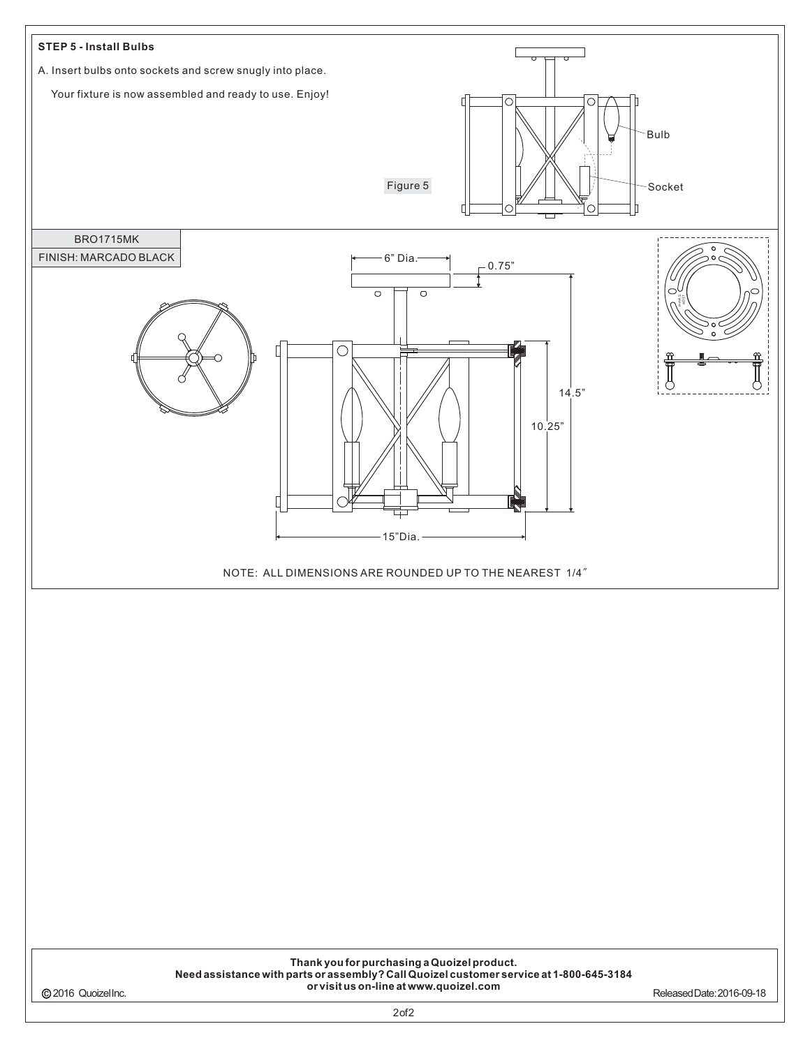**STEP 5 - Install Bulbs**

A. Insert bulbs onto sockets and screw snugly into place.

Your fixture is now assembled and ready to use. Enjoy!

Bulb

Socket

Figure 5

BRO1715MK

FINISH: MARCADO BLACK

6" Dia.

0.75"

14.5"

10.25"

15"Dia.

NOTE: ALL DIMENSIONS ARE ROUNDED UP TO THE NEAREST 1/4"

**Thank you for purchasing a Quoizel product.**
**Need assistance with parts or assembly? Call Quoizel customer service at 1-800-645-3184**
**or visit us on-line at www.quoizel.com**

© 2016 Quoizel Inc.

Released Date: 2016-09-18